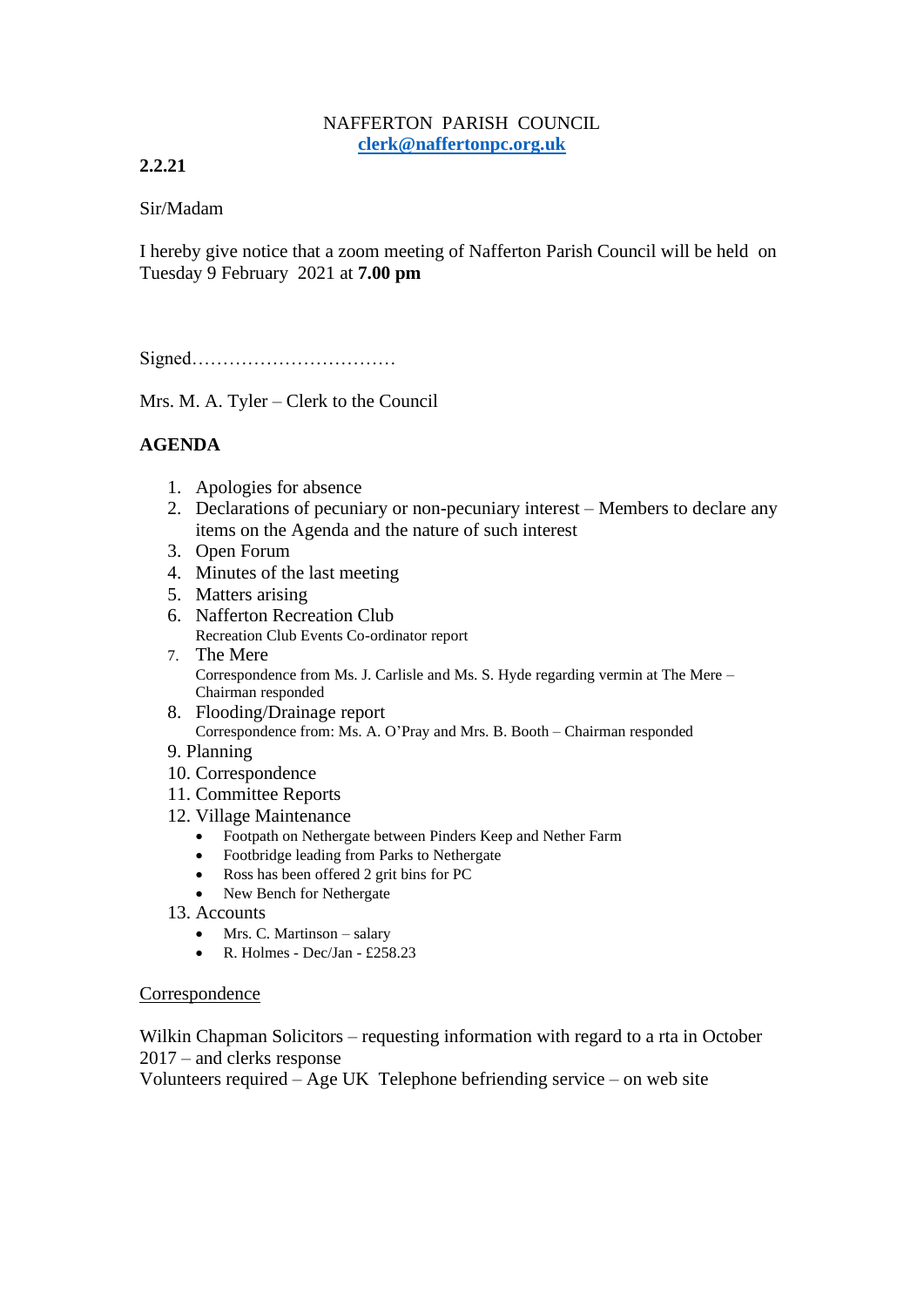NAFFERTON PARISH COUNCIL
clerk@naffertonpc.org.uk

**2.2.21**

Sir/Madam

I hereby give notice that a zoom meeting of Nafferton Parish Council will be held on Tuesday 9 February 2021 at **7.00 pm**

Signed……………………………

Mrs. M. A. Tyler – Clerk to the Council

**AGENDA**

1. Apologies for absence
2. Declarations of pecuniary or non-pecuniary interest – Members to declare any items on the Agenda and the nature of such interest
3. Open Forum
4. Minutes of the last meeting
5. Matters arising
6. Nafferton Recreation Club
   Recreation Club Events Co-ordinator report
7. The Mere
   Correspondence from Ms. J. Carlisle and Ms. S. Hyde regarding vermin at The Mere – Chairman responded
8. Flooding/Drainage report
   Correspondence from: Ms. A. O'Pray and Mrs. B. Booth – Chairman responded
9. Planning
10. Correspondence
11. Committee Reports
12. Village Maintenance
    - Footpath on Nethergate between Pinders Keep and Nether Farm
    - Footbridge leading from Parks to Nethergate
    - Ross has been offered 2 grit bins for PC
    - New Bench for Nethergate
13. Accounts
    - Mrs. C. Martinson – salary
    - R. Holmes - Dec/Jan - £258.23

Correspondence

Wilkin Chapman Solicitors – requesting information with regard to a rta in October 2017 – and clerks response
Volunteers required – Age UK Telephone befriending service – on web site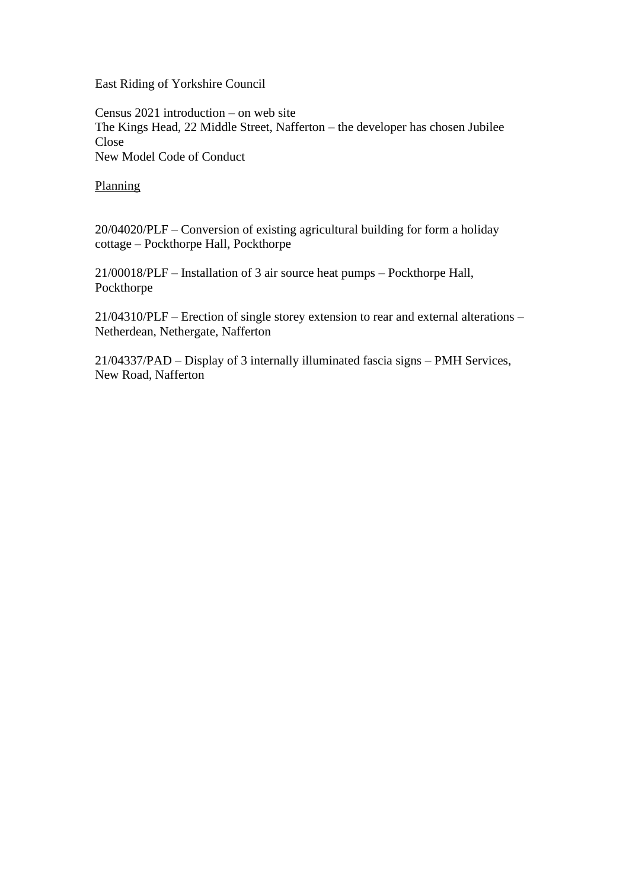East Riding of Yorkshire Council

Census 2021 introduction – on web site
The Kings Head, 22 Middle Street, Nafferton – the developer has chosen Jubilee Close
New Model Code of Conduct

Planning

20/04020/PLF – Conversion of existing agricultural building for form a holiday cottage – Pockthorpe Hall, Pockthorpe

21/00018/PLF – Installation of 3 air source heat pumps – Pockthorpe Hall, Pockthorpe

21/04310/PLF – Erection of single storey extension to rear and external alterations – Netherdean, Nethergate, Nafferton

21/04337/PAD – Display of 3 internally illuminated fascia signs – PMH Services, New Road, Nafferton